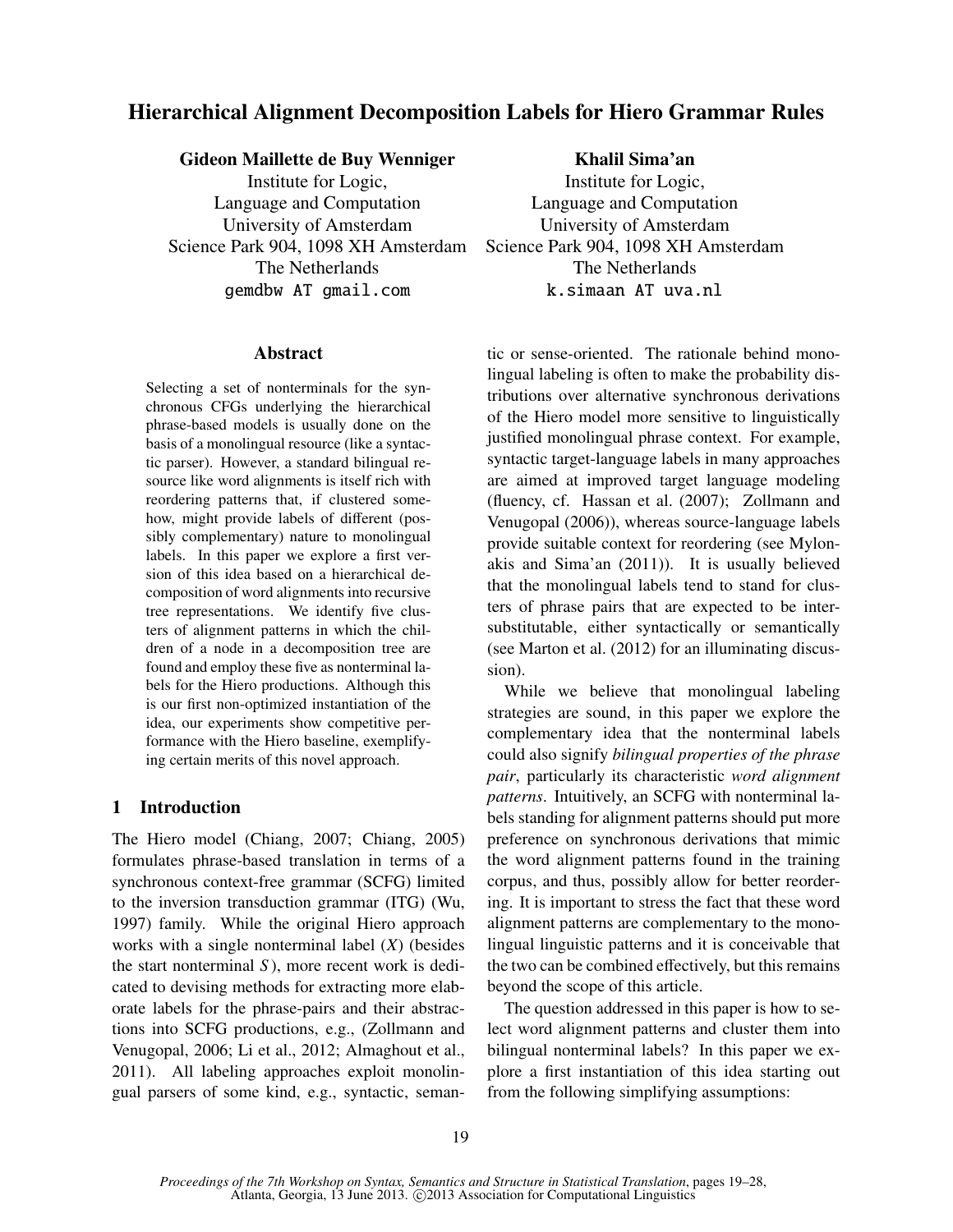# Hierarchical Alignment Decomposition Labels for Hiero Grammar Rules

**Gideon Maillette de Buy Wenniger**
Institute for Logic,
Language and Computation
University of Amsterdam
Science Park 904, 1098 XH Amsterdam
The Netherlands
gemdbw AT gmail.com

**Khalil Sima'an**
Institute for Logic,
Language and Computation
University of Amsterdam
Science Park 904, 1098 XH Amsterdam
The Netherlands
k.simaan AT uva.nl

## Abstract

Selecting a set of nonterminals for the synchronous CFGs underlying the hierarchical phrase-based models is usually done on the basis of a monolingual resource (like a syntactic parser). However, a standard bilingual resource like word alignments is itself rich with reordering patterns that, if clustered somehow, might provide labels of different (possibly complementary) nature to monolingual labels. In this paper we explore a first version of this idea based on a hierarchical decomposition of word alignments into recursive tree representations. We identify five clusters of alignment patterns in which the children of a node in a decomposition tree are found and employ these five as nonterminal labels for the Hiero productions. Although this is our first non-optimized instantiation of the idea, our experiments show competitive performance with the Hiero baseline, exemplifying certain merits of this novel approach.

## 1 Introduction

The Hiero model (Chiang, 2007; Chiang, 2005) formulates phrase-based translation in terms of a synchronous context-free grammar (SCFG) limited to the inversion transduction grammar (ITG) (Wu, 1997) family. While the original Hiero approach works with a single nonterminal label ($X$) (besides the start nonterminal $S$), more recent work is dedicated to devising methods for extracting more elaborate labels for the phrase-pairs and their abstractions into SCFG productions, e.g., (Zollmann and Venugopal, 2006; Li et al., 2012; Almaghout et al., 2011). All labeling approaches exploit monolingual parsers of some kind, e.g., syntactic, semantic or sense-oriented. The rationale behind monolingual labeling is often to make the probability distributions over alternative synchronous derivations of the Hiero model more sensitive to linguistically justified monolingual phrase context. For example, syntactic target-language labels in many approaches are aimed at improved target language modeling (fluency, cf. Hassan et al. (2007); Zollmann and Venugopal (2006)), whereas source-language labels provide suitable context for reordering (see Mylonakis and Sima'an (2011)). It is usually believed that the monolingual labels tend to stand for clusters of phrase pairs that are expected to be intersubstitutable, either syntactically or semantically (see Marton et al. (2012) for an illuminating discussion).

While we believe that monolingual labeling strategies are sound, in this paper we explore the complementary idea that the nonterminal labels could also signify *bilingual properties of the phrase pair*, particularly its characteristic *word alignment patterns*. Intuitively, an SCFG with nonterminal labels standing for alignment patterns should put more preference on synchronous derivations that mimic the word alignment patterns found in the training corpus, and thus, possibly allow for better reordering. It is important to stress the fact that these word alignment patterns are complementary to the monolingual linguistic patterns and it is conceivable that the two can be combined effectively, but this remains beyond the scope of this article.

The question addressed in this paper is how to select word alignment patterns and cluster them into bilingual nonterminal labels? In this paper we explore a first instantiation of this idea starting out from the following simplifying assumptions: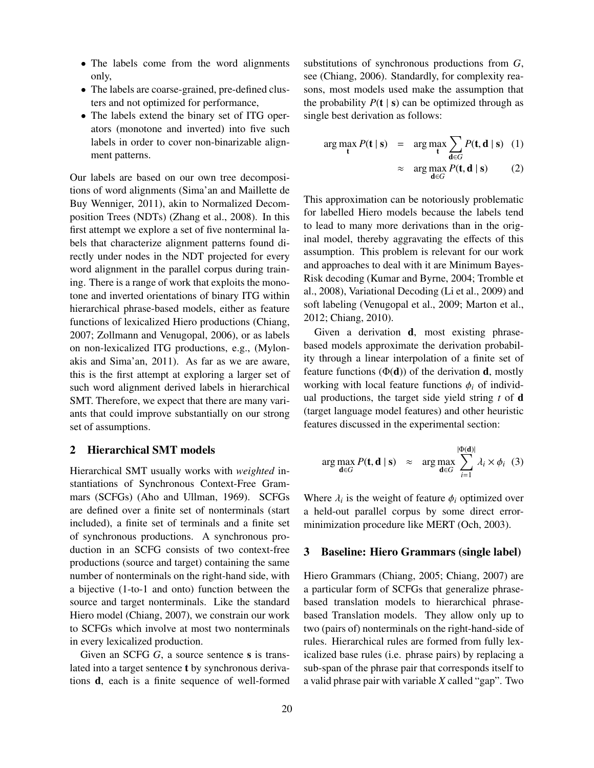- The labels come from the word alignments only,
- The labels are coarse-grained, pre-defined clusters and not optimized for performance,
- The labels extend the binary set of ITG operators (monotone and inverted) into five such labels in order to cover non-binarizable alignment patterns.

Our labels are based on our own tree decompositions of word alignments (Sima'an and Maillette de Buy Wenniger, 2011), akin to Normalized Decomposition Trees (NDTs) (Zhang et al., 2008). In this first attempt we explore a set of five nonterminal labels that characterize alignment patterns found directly under nodes in the NDT projected for every word alignment in the parallel corpus during training. There is a range of work that exploits the monotone and inverted orientations of binary ITG within hierarchical phrase-based models, either as feature functions of lexicalized Hiero productions (Chiang, 2007; Zollmann and Venugopal, 2006), or as labels on non-lexicalized ITG productions, e.g., (Mylonakis and Sima'an, 2011). As far as we are aware, this is the first attempt at exploring a larger set of such word alignment derived labels in hierarchical SMT. Therefore, we expect that there are many variants that could improve substantially on our strong set of assumptions.

## 2 Hierarchical SMT models

Hierarchical SMT usually works with *weighted* instantiations of Synchronous Context-Free Grammars (SCFGs) (Aho and Ullman, 1969). SCFGs are defined over a finite set of nonterminals (start included), a finite set of terminals and a finite set of synchronous productions. A synchronous production in an SCFG consists of two context-free productions (source and target) containing the same number of nonterminals on the right-hand side, with a bijective (1-to-1 and onto) function between the source and target nonterminals. Like the standard Hiero model (Chiang, 2007), we constrain our work to SCFGs which involve at most two nonterminals in every lexicalized production.

Given an SCFG $G$, a source sentence $\mathbf{s}$ is translated into a target sentence $\mathbf{t}$ by synchronous derivations $\mathbf{d}$, each is a finite sequence of well-formed substitutions of synchronous productions from $G$, see (Chiang, 2006). Standardly, for complexity reasons, most models used make the assumption that the probability $P(\mathbf{t} \mid \mathbf{s})$ can be optimized through as single best derivation as follows:

$$\arg\max_{\mathbf{t}} P(\mathbf{t} \mid \mathbf{s}) = \arg\max_{\mathbf{t}} \sum_{\mathbf{d} \in G} P(\mathbf{t}, \mathbf{d} \mid \mathbf{s}) \quad (1)$$

$$\approx \arg\max_{\mathbf{d} \in G} P(\mathbf{t}, \mathbf{d} \mid \mathbf{s}) \quad (2)$$

This approximation can be notoriously problematic for labelled Hiero models because the labels tend to lead to many more derivations than in the original model, thereby aggravating the effects of this assumption. This problem is relevant for our work and approaches to deal with it are Minimum Bayes-Risk decoding (Kumar and Byrne, 2004; Tromble et al., 2008), Variational Decoding (Li et al., 2009) and soft labeling (Venugopal et al., 2009; Marton et al., 2012; Chiang, 2010).

Given a derivation $\mathbf{d}$, most existing phrase-based models approximate the derivation probability through a linear interpolation of a finite set of feature functions ($\Phi(\mathbf{d})$) of the derivation $\mathbf{d}$, mostly working with local feature functions $\phi_i$ of individual productions, the target side yield string $t$ of $\mathbf{d}$ (target language model features) and other heuristic features discussed in the experimental section:

$$\arg\max_{\mathbf{d} \in G} P(\mathbf{t}, \mathbf{d} \mid \mathbf{s}) \approx \arg\max_{\mathbf{d} \in G} \sum_{i=1}^{|\Phi(\mathbf{d})|} \lambda_i \times \phi_i \quad (3)$$

Where $\lambda_i$ is the weight of feature $\phi_i$ optimized over a held-out parallel corpus by some direct error-minimization procedure like MERT (Och, 2003).

## 3 Baseline: Hiero Grammars (single label)

Hiero Grammars (Chiang, 2005; Chiang, 2007) are a particular form of SCFGs that generalize phrase-based translation models to hierarchical phrase-based Translation models. They allow only up to two (pairs of) nonterminals on the right-hand-side of rules. Hierarchical rules are formed from fully lexicalized base rules (i.e. phrase pairs) by replacing a sub-span of the phrase pair that corresponds itself to a valid phrase pair with variable $X$ called "gap". Two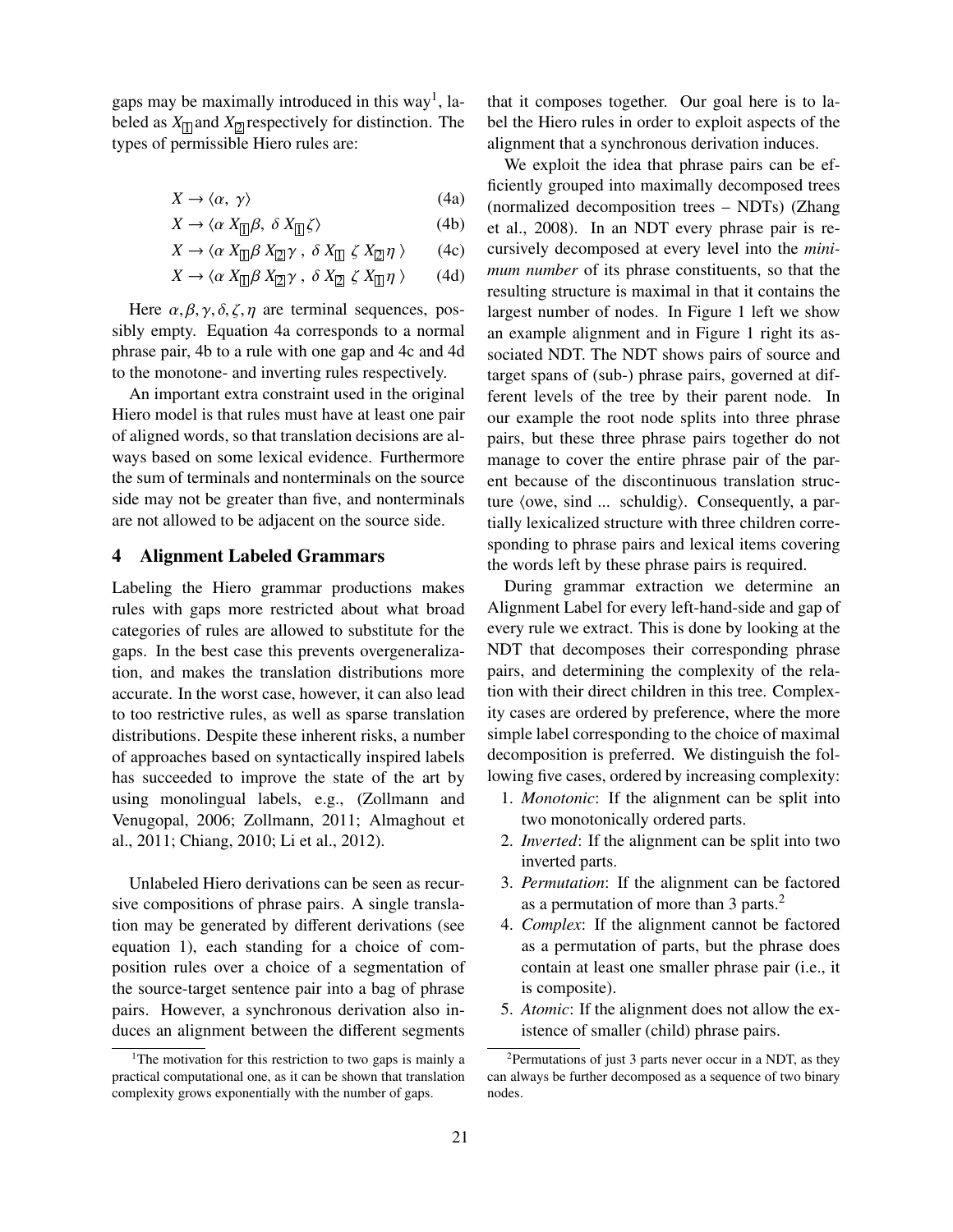gaps may be maximally introduced in this way[1], labeled as $X_{\boxed{1}}$ and $X_{\boxed{2}}$ respectively for distinction. The types of permissible Hiero rules are:

$$X \rightarrow \langle \alpha,\ \gamma \rangle \tag{4a}$$

$$X \rightarrow \langle \alpha\ X_{\boxed{1}} \beta,\ \delta\ X_{\boxed{1}} \zeta \rangle \tag{4b}$$

$$X \rightarrow \langle \alpha\ X_{\boxed{1}} \beta\ X_{\boxed{2}} \gamma\ ,\ \delta\ X_{\boxed{1}}\ \zeta\ X_{\boxed{2}} \eta \rangle \tag{4c}$$

$$X \rightarrow \langle \alpha\ X_{\boxed{1}} \beta\ X_{\boxed{2}} \gamma\ ,\ \delta\ X_{\boxed{2}}\ \zeta\ X_{\boxed{1}} \eta \rangle \tag{4d}$$

Here $\alpha, \beta, \gamma, \delta, \zeta, \eta$ are terminal sequences, possibly empty. Equation 4a corresponds to a normal phrase pair, 4b to a rule with one gap and 4c and 4d to the monotone- and inverting rules respectively.

An important extra constraint used in the original Hiero model is that rules must have at least one pair of aligned words, so that translation decisions are always based on some lexical evidence. Furthermore the sum of terminals and nonterminals on the source side may not be greater than five, and nonterminals are not allowed to be adjacent on the source side.

## 4 Alignment Labeled Grammars

Labeling the Hiero grammar productions makes rules with gaps more restricted about what broad categories of rules are allowed to substitute for the gaps. In the best case this prevents overgeneralization, and makes the translation distributions more accurate. In the worst case, however, it can also lead to too restrictive rules, as well as sparse translation distributions. Despite these inherent risks, a number of approaches based on syntactically inspired labels has succeeded to improve the state of the art by using monolingual labels, e.g., (Zollmann and Venugopal, 2006; Zollmann, 2011; Almaghout et al., 2011; Chiang, 2010; Li et al., 2012).

Unlabeled Hiero derivations can be seen as recursive compositions of phrase pairs. A single translation may be generated by different derivations (see equation 1), each standing for a choice of composition rules over a choice of a segmentation of the source-target sentence pair into a bag of phrase pairs. However, a synchronous derivation also induces an alignment between the different segments that it composes together. Our goal here is to label the Hiero rules in order to exploit aspects of the alignment that a synchronous derivation induces.

We exploit the idea that phrase pairs can be efficiently grouped into maximally decomposed trees (normalized decomposition trees – NDTs) (Zhang et al., 2008). In an NDT every phrase pair is recursively decomposed at every level into the *minimum number* of its phrase constituents, so that the resulting structure is maximal in that it contains the largest number of nodes. In Figure 1 left we show an example alignment and in Figure 1 right its associated NDT. The NDT shows pairs of source and target spans of (sub-) phrase pairs, governed at different levels of the tree by their parent node. In our example the root node splits into three phrase pairs, but these three phrase pairs together do not manage to cover the entire phrase pair of the parent node because of the discontinuous translation structure ⟨owe, sind ... schuldig⟩. Consequently, a partially lexicalized structure with three children corresponding to phrase pairs and lexical items covering the words left by these phrase pairs is required.

During grammar extraction we determine an Alignment Label for every left-hand-side and gap of every rule we extract. This is done by looking at the NDT that decomposes their corresponding phrase pairs, and determining the complexity of the relation with their direct children in this tree. Complexity cases are ordered by preference, where the more simple label corresponding to the choice of maximal decomposition is preferred. We distinguish the following five cases, ordered by increasing complexity:

1. *Monotonic*: If the alignment can be split into two monotonically ordered parts.
2. *Inverted*: If the alignment can be split into two inverted parts.
3. *Permutation*: If the alignment can be factored as a permutation of more than 3 parts.[2]
4. *Complex*: If the alignment cannot be factored as a permutation of parts, but the phrase does contain at least one smaller phrase pair (i.e., it is composite).
5. *Atomic*: If the alignment does not allow the existence of smaller (child) phrase pairs.

[1] The motivation for this restriction to two gaps is mainly a practical computational one, as it can be shown that translation complexity grows exponentially with the number of gaps.

[2] Permutations of just 3 parts never occur in a NDT, as they can always be further decomposed as a sequence of two binary nodes.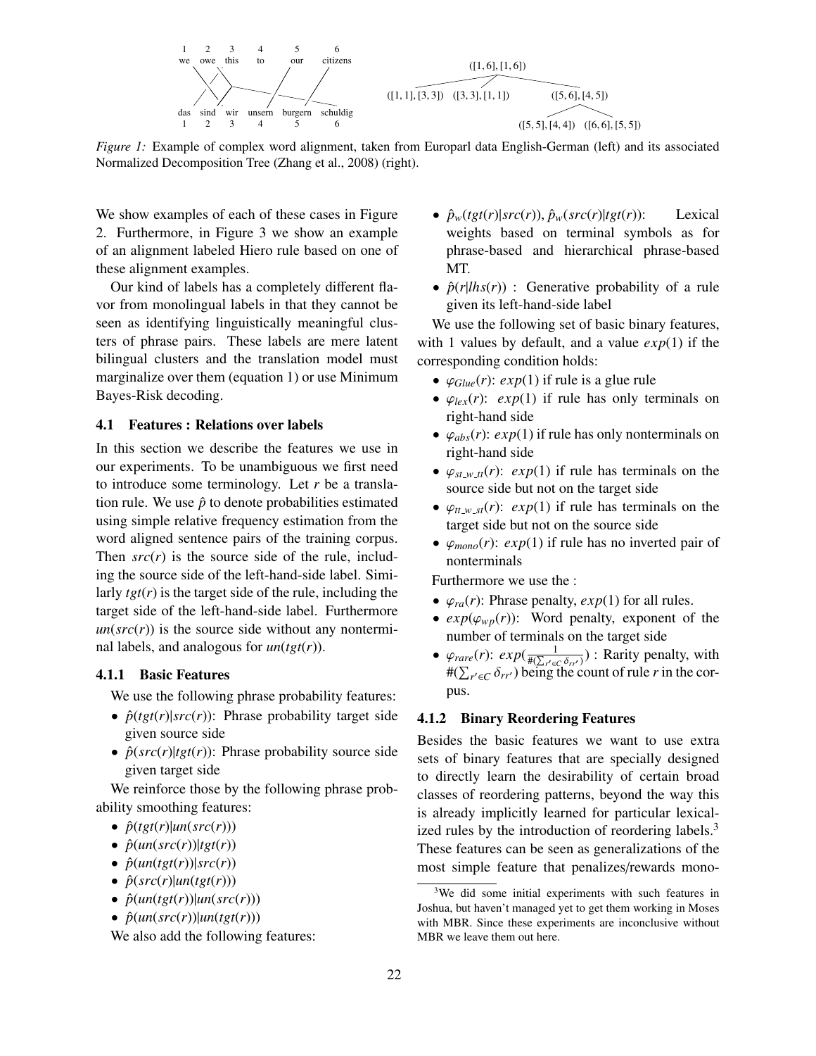*Figure 1:* Example of complex word alignment, taken from Europarl data English-German (left) and its associated Normalized Decomposition Tree (Zhang et al., 2008) (right).

We show examples of each of these cases in Figure 2. Furthermore, in Figure 3 we show an example of an alignment labeled Hiero rule based on one of these alignment examples.

Our kind of labels has a completely different flavor from monolingual labels in that they cannot be seen as identifying linguistically meaningful clusters of phrase pairs. These labels are mere latent bilingual clusters and the translation model must marginalize over them (equation 1) or use Minimum Bayes-Risk decoding.

### 4.1 Features : Relations over labels

In this section we describe the features we use in our experiments. To be unambiguous we first need to introduce some terminology. Let $r$ be a translation rule. We use $\hat{p}$ to denote probabilities estimated using simple relative frequency estimation from the word aligned sentence pairs of the training corpus. Then $src(r)$ is the source side of the rule, including the source side of the left-hand-side label. Similarly $tgt(r)$ is the target side of the rule, including the target side of the left-hand-side label. Furthermore $un(src(r))$ is the source side without any nonterminal labels, and analogous for $un(tgt(r))$.

#### 4.1.1 Basic Features

We use the following phrase probability features:

- $\hat{p}(tgt(r)|src(r))$: Phrase probability target side given source side
- $\hat{p}(src(r)|tgt(r))$: Phrase probability source side given target side

We reinforce those by the following phrase probability smoothing features:

- $\hat{p}(tgt(r)|un(src(r)))$
- $\hat{p}(un(src(r))|tgt(r))$
- $\hat{p}(un(tgt(r))|src(r))$
- $\hat{p}(src(r)|un(tgt(r)))$
- $\hat{p}(un(tgt(r))|un(src(r)))$
- $\hat{p}(un(src(r))|un(tgt(r)))$

We also add the following features:

- $\hat{p}_w(tgt(r)|src(r))$, $\hat{p}_w(src(r)|tgt(r))$: Lexical weights based on terminal symbols as for phrase-based and hierarchical phrase-based MT.
- $\hat{p}(r|lhs(r))$ : Generative probability of a rule given its left-hand-side label

We use the following set of basic binary features, with 1 values by default, and a value $exp(1)$ if the corresponding condition holds:

- $\varphi_{Glue}(r)$: $exp(1)$ if rule is a glue rule
- $\varphi_{lex}(r)$: $exp(1)$ if rule has only terminals on right-hand side
- $\varphi_{abs}(r)$: $exp(1)$ if rule has only nonterminals on right-hand side
- $\varphi_{st\_w\_tt}(r)$: $exp(1)$ if rule has terminals on the source side but not on the target side
- $\varphi_{tt\_w\_st}(r)$: $exp(1)$ if rule has terminals on the target side but not on the source side
- $\varphi_{mono}(r)$: $exp(1)$ if rule has no inverted pair of nonterminals

Furthermore we use the :

- $\varphi_{ra}(r)$: Phrase penalty, $exp(1)$ for all rules.
- $exp(\varphi_{wp}(r))$: Word penalty, exponent of the number of terminals on the target side
- $\varphi_{rare}(r)$: $exp(\frac{1}{\#(\sum_{r' \in C} \delta_{rr'})})$ : Rarity penalty, with $\#(\sum_{r' \in C} \delta_{rr'})$ being the count of rule $r$ in the corpus.

#### 4.1.2 Binary Reordering Features

Besides the basic features we want to use extra sets of binary features that are specially designed to directly learn the desirability of certain broad classes of reordering patterns, beyond the way this is already implicitly learned for particular lexicalized rules by the introduction of reordering labels.[3] These features can be seen as generalizations of the most simple feature that penalizes/rewards mono-

[3] We did some initial experiments with such features in Joshua, but haven't managed yet to get them working in Moses with MBR. Since these experiments are inconclusive without MBR we leave them out here.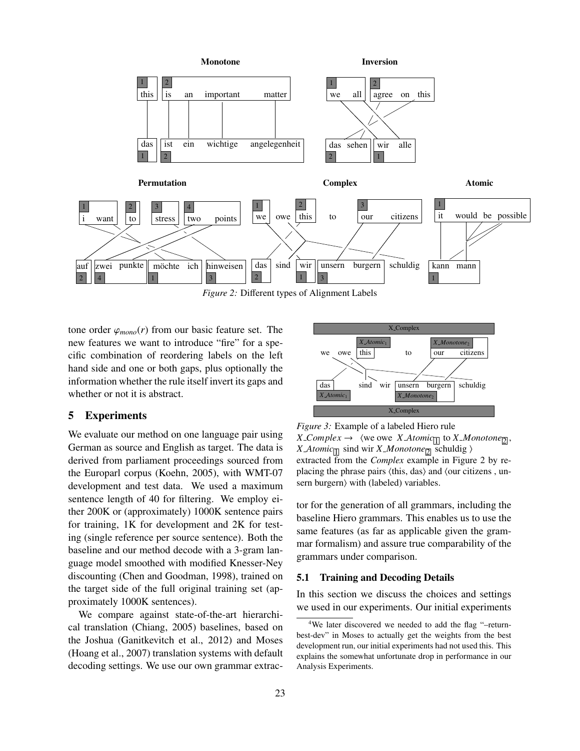*Figure 2:* Different types of Alignment Labels

tone order $\varphi_{mono}(r)$ from our basic feature set. The new features we want to introduce "fire" for a specific combination of reordering labels on the left hand side and one or both gaps, plus optionally the information whether the rule itself invert its gaps and whether or not it is abstract.

## 5 Experiments

We evaluate our method on one language pair using German as source and English as target. The data is derived from parliament proceedings sourced from the Europarl corpus (Koehn, 2005), with WMT-07 development and test data. We used a maximum sentence length of 40 for filtering. We employ either 200K or (approximately) 1000K sentence pairs for training, 1K for development and 2K for testing (single reference per source sentence). Both the baseline and our method decode with a 3-gram language model smoothed with modified Knesser-Ney discounting (Chen and Goodman, 1998), trained on the target side of the full original training set (approximately 1000K sentences).

We compare against state-of-the-art hierarchical translation (Chiang, 2005) baselines, based on the Joshua (Ganitkevitch et al., 2012) and Moses (Hoang et al., 2007) translation systems with default decoding settings. We use our own grammar extractor for the generation of all grammars, including the baseline Hiero grammars. This enables us to use the same features (as far as applicable given the grammar formalism) and assure true comparability of the grammars under comparison.

*Figure 3:* Example of a labeled Hiero rule *X_Complex* → ⟨we owe *X_Atomic*$_{\boxed{1}}$ to *X_Monotone*$_{\boxed{2}}$ , *X_Atomic*$_{\boxed{1}}$ sind wir *X_Monotone*$_{\boxed{2}}$ schuldig ⟩ extracted from the *Complex* example in Figure 2 by replacing the phrase pairs ⟨this, das⟩ and ⟨our citizens , unsern burgern⟩ with (labeled) variables.

### 5.1 Training and Decoding Details

In this section we discuss the choices and settings we used in our experiments. Our initial experiments

[4]We later discovered we needed to add the flag "–return-best-dev" in Moses to actually get the weights from the best development run, our initial experiments had not used this. This explains the somewhat unfortunate drop in performance in our Analysis Experiments.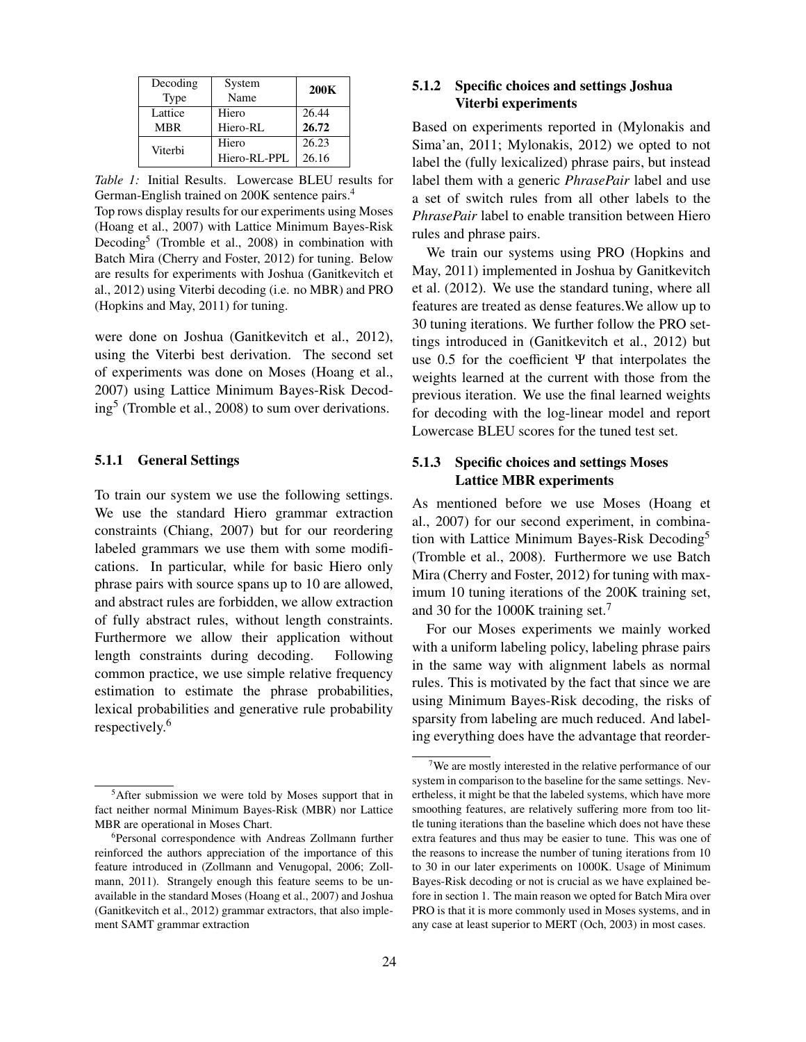| Decoding Type | System Name | **200K** |
|---|---|---|
| Lattice MBR | Hiero | 26.44 |
| | Hiero-RL | **26.72** |
| Viterbi | Hiero | 26.23 |
| | Hiero-RL-PPL | 26.16 |

*Table 1:* Initial Results. Lowercase BLEU results for German-English trained on 200K sentence pairs.[4]
Top rows display results for our experiments using Moses (Hoang et al., 2007) with Lattice Minimum Bayes-Risk Decoding[5] (Tromble et al., 2008) in combination with Batch Mira (Cherry and Foster, 2012) for tuning. Below are results for experiments with Joshua (Ganitkevitch et al., 2012) using Viterbi decoding (i.e. no MBR) and PRO (Hopkins and May, 2011) for tuning.

were done on Joshua (Ganitkevitch et al., 2012), using the Viterbi best derivation. The second set of experiments was done on Moses (Hoang et al., 2007) using Lattice Minimum Bayes-Risk Decoding[5] (Tromble et al., 2008) to sum over derivations.

#### 5.1.1 General Settings

To train our system we use the following settings. We use the standard Hiero grammar extraction constraints (Chiang, 2007) but for our reordering labeled grammars we use them with some modifications. In particular, while for basic Hiero only phrase pairs with source spans up to 10 are allowed, and abstract rules are forbidden, we allow extraction of fully abstract rules, without length constraints. Furthermore we allow their application without length constraints during decoding. Following common practice, we use simple relative frequency estimation to estimate the phrase probabilities, lexical probabilities and generative rule probability respectively.[6]

#### 5.1.2 Specific choices and settings Joshua Viterbi experiments

Based on experiments reported in (Mylonakis and Sima'an, 2011; Mylonakis, 2012) we opted to not label the (fully lexicalized) phrase pairs, but instead label them with a generic *PhrasePair* label and use a set of switch rules from all other labels to the *PhrasePair* label to enable transition between Hiero rules and phrase pairs.

We train our systems using PRO (Hopkins and May, 2011) implemented in Joshua by Ganitkevitch et al. (2012). We use the standard tuning, where all features are treated as dense features.We allow up to 30 tuning iterations. We further follow the PRO settings introduced in (Ganitkevitch et al., 2012) but use 0.5 for the coefficient $\Psi$ that interpolates the weights learned at the current with those from the previous iteration. We use the final learned weights for decoding with the log-linear model and report Lowercase BLEU scores for the tuned test set.

#### 5.1.3 Specific choices and settings Moses Lattice MBR experiments

As mentioned before we use Moses (Hoang et al., 2007) for our second experiment, in combination with Lattice Minimum Bayes-Risk Decoding[5] (Tromble et al., 2008). Furthermore we use Batch Mira (Cherry and Foster, 2012) for tuning with maximum 10 tuning iterations of the 200K training set, and 30 for the 1000K training set.[7]

For our Moses experiments we mainly worked with a uniform labeling policy, labeling phrase pairs in the same way with alignment labels as normal rules. This is motivated by the fact that since we are using Minimum Bayes-Risk decoding, the risks of sparsity from labeling are much reduced. And labeling everything does have the advantage that reorder-

---

[5] After submission we were told by Moses support that in fact neither normal Minimum Bayes-Risk (MBR) nor Lattice MBR are operational in Moses Chart.

[6] Personal correspondence with Andreas Zollmann further reinforced the authors appreciation of the importance of this feature introduced in (Zollmann and Venugopal, 2006; Zollmann, 2011). Strangely enough this feature seems to be unavailable in the standard Moses (Hoang et al., 2007) and Joshua (Ganitkevitch et al., 2012) grammar extractors, that also implement SAMT grammar extraction

[7] We are mostly interested in the relative performance of our system in comparison to the baseline for the same settings. Nevertheless, it might be that the labeled systems, which have more smoothing features, are relatively suffering more from too little tuning iterations than the baseline which does not have these extra features and thus may be easier to tune. This was one of the reasons to increase the number of tuning iterations from 10 to 30 in our later experiments on 1000K. Usage of Minimum Bayes-Risk decoding or not is crucial as we have explained before in section 1. The main reason we opted for Batch Mira over PRO is that it is more commonly used in Moses systems, and in any case at least superior to MERT (Och, 2003) in most cases.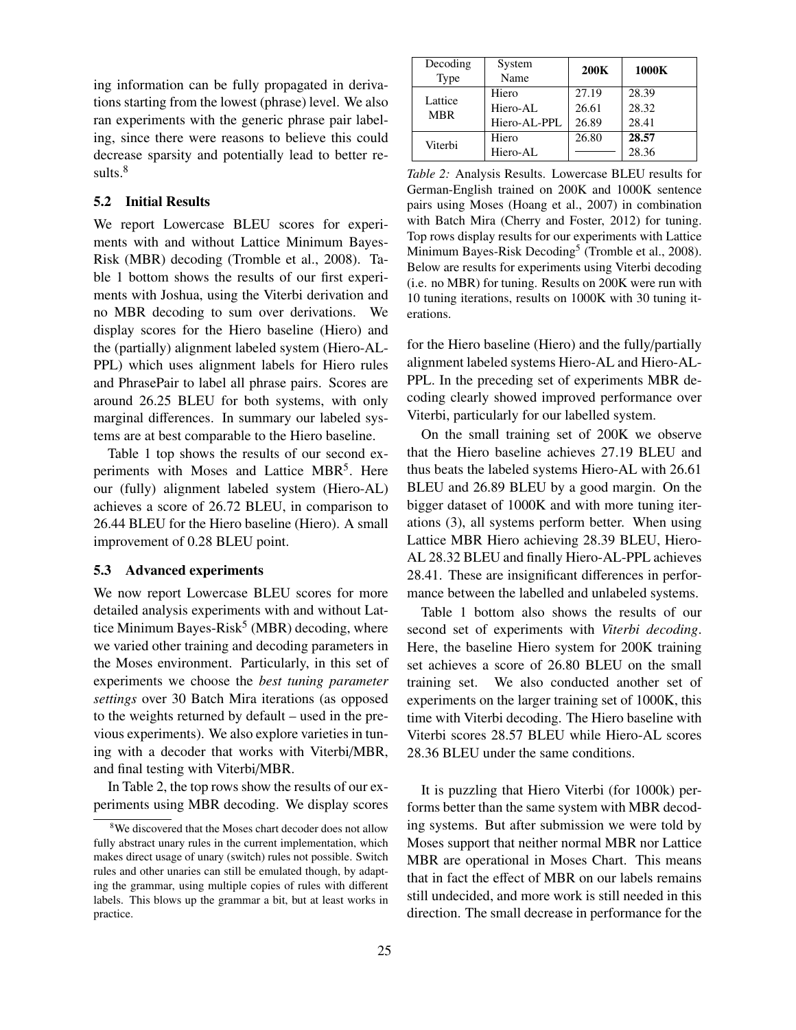ing information can be fully propagated in derivations starting from the lowest (phrase) level. We also ran experiments with the generic phrase pair labeling, since there were reasons to believe this could decrease sparsity and potentially lead to better results.[8]

### 5.2 Initial Results

We report Lowercase BLEU scores for experiments with and without Lattice Minimum Bayes-Risk (MBR) decoding (Tromble et al., 2008). Table 1 bottom shows the results of our first experiments with Joshua, using the Viterbi derivation and no MBR decoding to sum over derivations. We display scores for the Hiero baseline (Hiero) and the (partially) alignment labeled system (Hiero-AL-PPL) which uses alignment labels for Hiero rules and PhrasePair to label all phrase pairs. Scores are around 26.25 BLEU for both systems, with only marginal differences. In summary our labeled systems are at best comparable to the Hiero baseline.

Table 1 top shows the results of our second experiments with Moses and Lattice MBR[5]. Here our (fully) alignment labeled system (Hiero-AL) achieves a score of 26.72 BLEU, in comparison to 26.44 BLEU for the Hiero baseline (Hiero). A small improvement of 0.28 BLEU point.

### 5.3 Advanced experiments

We now report Lowercase BLEU scores for more detailed analysis experiments with and without Lattice Minimum Bayes-Risk[5] (MBR) decoding, where we varied other training and decoding parameters in the Moses environment. Particularly, in this set of experiments we choose the *best tuning parameter settings* over 30 Batch Mira iterations (as opposed to the weights returned by default – used in the previous experiments). We also explore varieties in tuning with a decoder that works with Viterbi/MBR, and final testing with Viterbi/MBR.

In Table 2, the top rows show the results of our experiments using MBR decoding. We display scores for the Hiero baseline (Hiero) and the fully/partially alignment labeled systems Hiero-AL and Hiero-AL-PPL. In the preceding set of experiments MBR decoding clearly showed improved performance over Viterbi, particularly for our labelled system.

| Decoding Type | System Name | **200K** | **1000K** |
|---|---|---|---|
| Lattice MBR | Hiero | 27.19 | 28.39 |
| | Hiero-AL | 26.61 | 28.32 |
| | Hiero-AL-PPL | 26.89 | 28.41 |
| Viterbi | Hiero | 26.80 | **28.57** |
| | Hiero-AL | ——— | 28.36 |

*Table 2:* Analysis Results. Lowercase BLEU results for German-English trained on 200K and 1000K sentence pairs using Moses (Hoang et al., 2007) in combination with Batch Mira (Cherry and Foster, 2012) for tuning. Top rows display results for our experiments with Lattice Minimum Bayes-Risk Decoding[5] (Tromble et al., 2008). Below are results for experiments using Viterbi decoding (i.e. no MBR) for tuning. Results on 200K were run with 10 tuning iterations, results on 1000K with 30 tuning iterations.

On the small training set of 200K we observe that the Hiero baseline achieves 27.19 BLEU and thus beats the labeled systems Hiero-AL with 26.61 BLEU and 26.89 BLEU by a good margin. On the bigger dataset of 1000K and with more tuning iterations (3), all systems perform better. When using Lattice MBR Hiero achieving 28.39 BLEU, Hiero-AL 28.32 BLEU and finally Hiero-AL-PPL achieves 28.41. These are insignificant differences in performance between the labelled and unlabeled systems.

Table 1 bottom also shows the results of our second set of experiments with *Viterbi decoding*. Here, the baseline Hiero system for 200K training set achieves a score of 26.80 BLEU on the small training set. We also conducted another set of experiments on the larger training set of 1000K, this time with Viterbi decoding. The Hiero baseline with Viterbi scores 28.57 BLEU while Hiero-AL scores 28.36 BLEU under the same conditions.

It is puzzling that Hiero Viterbi (for 1000k) performs better than the same system with MBR decoding systems. But after submission we were told by Moses support that neither normal MBR nor Lattice MBR are operational in Moses Chart. This means that in fact the effect of MBR on our labels remains still undecided, and more work is still needed in this direction. The small decrease in performance for the

[8] We discovered that the Moses chart decoder does not allow fully abstract unary rules in the current implementation, which makes direct usage of unary (switch) rules not possible. Switch rules and other unaries can still be emulated though, by adapting the grammar, using multiple copies of rules with different labels. This blows up the grammar a bit, but at least works in practice.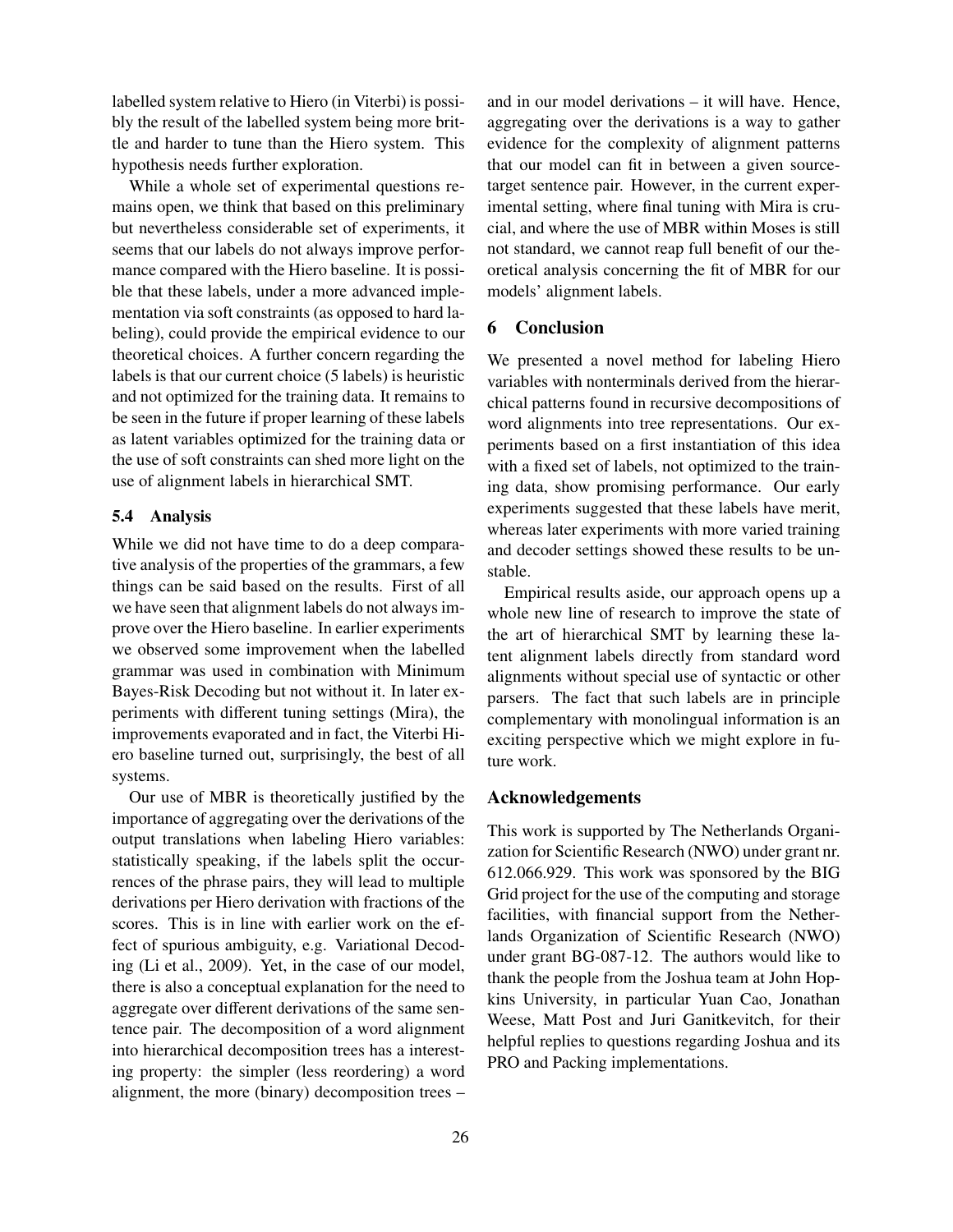labelled system relative to Hiero (in Viterbi) is possibly the result of the labelled system being more brittle and harder to tune than the Hiero system. This hypothesis needs further exploration.

While a whole set of experimental questions remains open, we think that based on this preliminary but nevertheless considerable set of experiments, it seems that our labels do not always improve performance compared with the Hiero baseline. It is possible that these labels, under a more advanced implementation via soft constraints (as opposed to hard labeling), could provide the empirical evidence to our theoretical choices. A further concern regarding the labels is that our current choice (5 labels) is heuristic and not optimized for the training data. It remains to be seen in the future if proper learning of these labels as latent variables optimized for the training data or the use of soft constraints can shed more light on the use of alignment labels in hierarchical SMT.

### 5.4 Analysis

While we did not have time to do a deep comparative analysis of the properties of the grammars, a few things can be said based on the results. First of all we have seen that alignment labels do not always improve over the Hiero baseline. In earlier experiments we observed some improvement when the labelled grammar was used in combination with Minimum Bayes-Risk Decoding but not without it. In later experiments with different tuning settings (Mira), the improvements evaporated and in fact, the Viterbi Hiero baseline turned out, surprisingly, the best of all systems.

Our use of MBR is theoretically justified by the importance of aggregating over the derivations of the output translations when labeling Hiero variables: statistically speaking, if the labels split the occurrences of the phrase pairs, they will lead to multiple derivations per Hiero derivation with fractions of the scores. This is in line with earlier work on the effect of spurious ambiguity, e.g. Variational Decoding (Li et al., 2009). Yet, in the case of our model, there is also a conceptual explanation for the need to aggregate over different derivations of the same sentence pair. The decomposition of a word alignment into hierarchical decomposition trees has a interesting property: the simpler (less reordering) a word alignment, the more (binary) decomposition trees – and in our model derivations – it will have. Hence, aggregating over the derivations is a way to gather evidence for the complexity of alignment patterns that our model can fit in between a given source-target sentence pair. However, in the current experimental setting, where final tuning with Mira is crucial, and where the use of MBR within Moses is still not standard, we cannot reap full benefit of our theoretical analysis concerning the fit of MBR for our models' alignment labels.

## 6 Conclusion

We presented a novel method for labeling Hiero variables with nonterminals derived from the hierarchical patterns found in recursive decompositions of word alignments into tree representations. Our experiments based on a first instantiation of this idea with a fixed set of labels, not optimized to the training data, show promising performance. Our early experiments suggested that these labels have merit, whereas later experiments with more varied training and decoder settings showed these results to be unstable.

Empirical results aside, our approach opens up a whole new line of research to improve the state of the art of hierarchical SMT by learning these latent alignment labels directly from standard word alignments without special use of syntactic or other parsers. The fact that such labels are in principle complementary with monolingual information is an exciting perspective which we might explore in future work.

## Acknowledgements

This work is supported by The Netherlands Organization for Scientific Research (NWO) under grant nr. 612.066.929. This work was sponsored by the BIG Grid project for the use of the computing and storage facilities, with financial support from the Netherlands Organization of Scientific Research (NWO) under grant BG-087-12. The authors would like to thank the people from the Joshua team at John Hopkins University, in particular Yuan Cao, Jonathan Weese, Matt Post and Juri Ganitkevitch, for their helpful replies to questions regarding Joshua and its PRO and Packing implementations.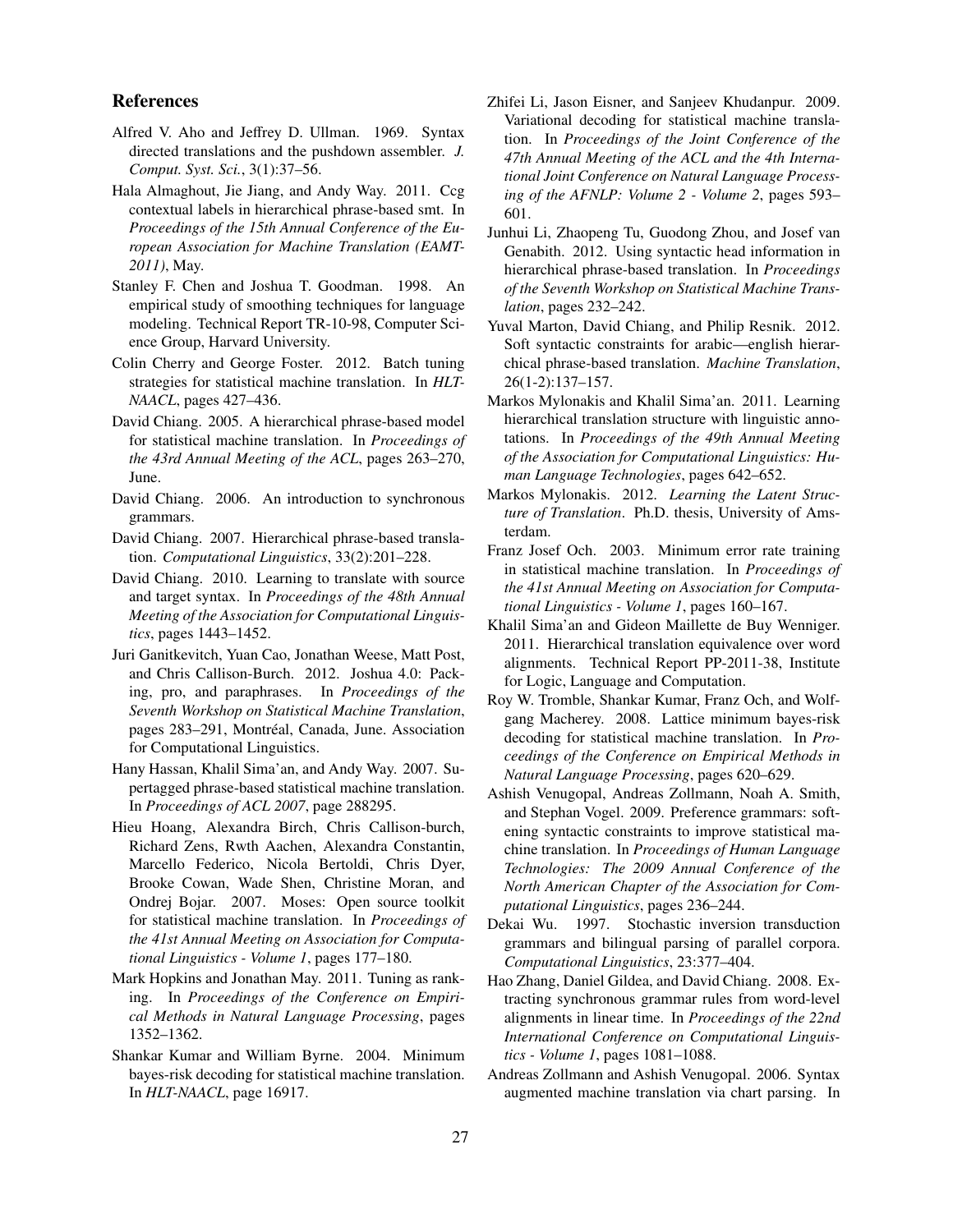## References

Alfred V. Aho and Jeffrey D. Ullman. 1969. Syntax directed translations and the pushdown assembler. *J. Comput. Syst. Sci.*, 3(1):37–56.

Hala Almaghout, Jie Jiang, and Andy Way. 2011. Ccg contextual labels in hierarchical phrase-based smt. In *Proceedings of the 15th Annual Conference of the European Association for Machine Translation (EAMT-2011)*, May.

Stanley F. Chen and Joshua T. Goodman. 1998. An empirical study of smoothing techniques for language modeling. Technical Report TR-10-98, Computer Science Group, Harvard University.

Colin Cherry and George Foster. 2012. Batch tuning strategies for statistical machine translation. In *HLT-NAACL*, pages 427–436.

David Chiang. 2005. A hierarchical phrase-based model for statistical machine translation. In *Proceedings of the 43rd Annual Meeting of the ACL*, pages 263–270, June.

David Chiang. 2006. An introduction to synchronous grammars.

David Chiang. 2007. Hierarchical phrase-based translation. *Computational Linguistics*, 33(2):201–228.

David Chiang. 2010. Learning to translate with source and target syntax. In *Proceedings of the 48th Annual Meeting of the Association for Computational Linguistics*, pages 1443–1452.

Juri Ganitkevitch, Yuan Cao, Jonathan Weese, Matt Post, and Chris Callison-Burch. 2012. Joshua 4.0: Packing, pro, and paraphrases. In *Proceedings of the Seventh Workshop on Statistical Machine Translation*, pages 283–291, Montréal, Canada, June. Association for Computational Linguistics.

Hany Hassan, Khalil Sima'an, and Andy Way. 2007. Supertagged phrase-based statistical machine translation. In *Proceedings of ACL 2007*, page 288295.

Hieu Hoang, Alexandra Birch, Chris Callison-burch, Richard Zens, Rwth Aachen, Alexandra Constantin, Marcello Federico, Nicola Bertoldi, Chris Dyer, Brooke Cowan, Wade Shen, Christine Moran, and Ondrej Bojar. 2007. Moses: Open source toolkit for statistical machine translation. In *Proceedings of the 41st Annual Meeting on Association for Computational Linguistics - Volume 1*, pages 177–180.

Mark Hopkins and Jonathan May. 2011. Tuning as ranking. In *Proceedings of the Conference on Empirical Methods in Natural Language Processing*, pages 1352–1362.

Shankar Kumar and William Byrne. 2004. Minimum bayes-risk decoding for statistical machine translation. In *HLT-NAACL*, page 16917.

Zhifei Li, Jason Eisner, and Sanjeev Khudanpur. 2009. Variational decoding for statistical machine translation. In *Proceedings of the Joint Conference of the 47th Annual Meeting of the ACL and the 4th International Joint Conference on Natural Language Processing of the AFNLP: Volume 2 - Volume 2*, pages 593–601.

Junhui Li, Zhaopeng Tu, Guodong Zhou, and Josef van Genabith. 2012. Using syntactic head information in hierarchical phrase-based translation. In *Proceedings of the Seventh Workshop on Statistical Machine Translation*, pages 232–242.

Yuval Marton, David Chiang, and Philip Resnik. 2012. Soft syntactic constraints for arabic—english hierarchical phrase-based translation. *Machine Translation*, 26(1-2):137–157.

Markos Mylonakis and Khalil Sima'an. 2011. Learning hierarchical translation structure with linguistic annotations. In *Proceedings of the 49th Annual Meeting of the Association for Computational Linguistics: Human Language Technologies*, pages 642–652.

Markos Mylonakis. 2012. *Learning the Latent Structure of Translation*. Ph.D. thesis, University of Amsterdam.

Franz Josef Och. 2003. Minimum error rate training in statistical machine translation. In *Proceedings of the 41st Annual Meeting on Association for Computational Linguistics - Volume 1*, pages 160–167.

Khalil Sima'an and Gideon Maillette de Buy Wenniger. 2011. Hierarchical translation equivalence over word alignments. Technical Report PP-2011-38, Institute for Logic, Language and Computation.

Roy W. Tromble, Shankar Kumar, Franz Och, and Wolfgang Macherey. 2008. Lattice minimum bayes-risk decoding for statistical machine translation. In *Proceedings of the Conference on Empirical Methods in Natural Language Processing*, pages 620–629.

Ashish Venugopal, Andreas Zollmann, Noah A. Smith, and Stephan Vogel. 2009. Preference grammars: softening syntactic constraints to improve statistical machine translation. In *Proceedings of Human Language Technologies: The 2009 Annual Conference of the North American Chapter of the Association for Computational Linguistics*, pages 236–244.

Dekai Wu. 1997. Stochastic inversion transduction grammars and bilingual parsing of parallel corpora. *Computational Linguistics*, 23:377–404.

Hao Zhang, Daniel Gildea, and David Chiang. 2008. Extracting synchronous grammar rules from word-level alignments in linear time. In *Proceedings of the 22nd International Conference on Computational Linguistics - Volume 1*, pages 1081–1088.

Andreas Zollmann and Ashish Venugopal. 2006. Syntax augmented machine translation via chart parsing. In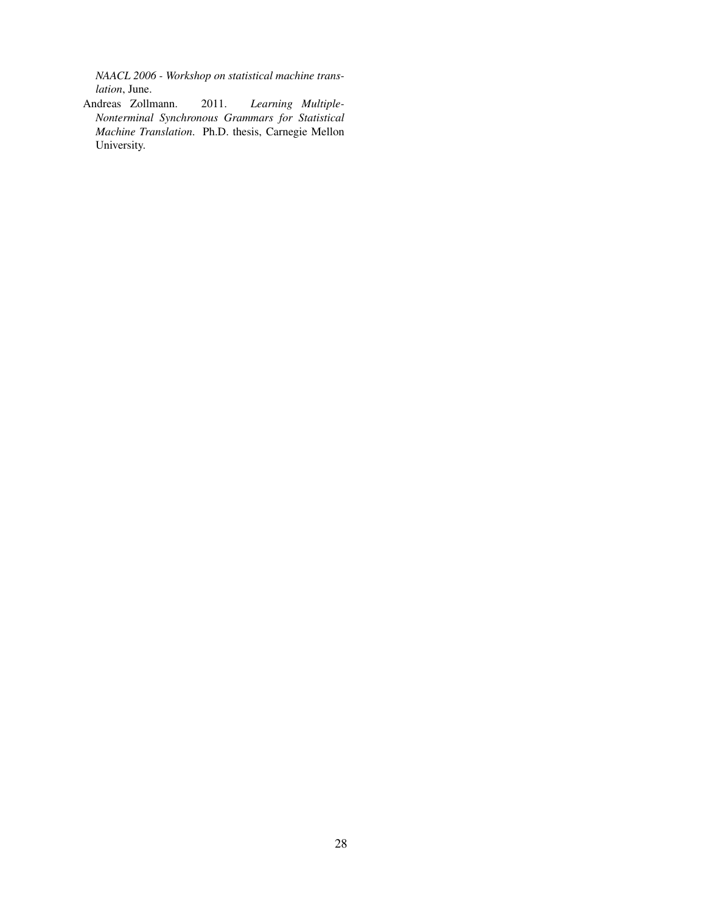*NAACL 2006 - Workshop on statistical machine translation*, June.

Andreas Zollmann. 2011. *Learning Multiple-Nonterminal Synchronous Grammars for Statistical Machine Translation*. Ph.D. thesis, Carnegie Mellon University.